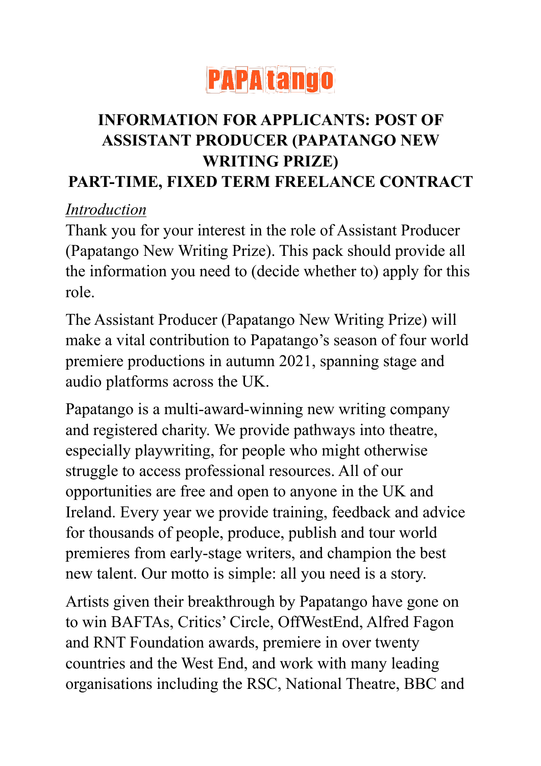# PAPAtango

## INFORMATION FOR APPLICANTS: POST OF ASSISTANT PRODUCER (PAPATANGO NEW WRITING PRIZE)
## PART-TIME, FIXED TERM FREELANCE CONTRACT

*Introduction*

Thank you for your interest in the role of Assistant Producer (Papatango New Writing Prize). This pack should provide all the information you need to (decide whether to) apply for this role.

The Assistant Producer (Papatango New Writing Prize) will make a vital contribution to Papatango's season of four world premiere productions in autumn 2021, spanning stage and audio platforms across the UK.

Papatango is a multi-award-winning new writing company and registered charity. We provide pathways into theatre, especially playwriting, for people who might otherwise struggle to access professional resources. All of our opportunities are free and open to anyone in the UK and Ireland. Every year we provide training, feedback and advice for thousands of people, produce, publish and tour world premieres from early-stage writers, and champion the best new talent. Our motto is simple: all you need is a story.

Artists given their breakthrough by Papatango have gone on to win BAFTAs, Critics' Circle, OffWestEnd, Alfred Fagon and RNT Foundation awards, premiere in over twenty countries and the West End, and work with many leading organisations including the RSC, National Theatre, BBC and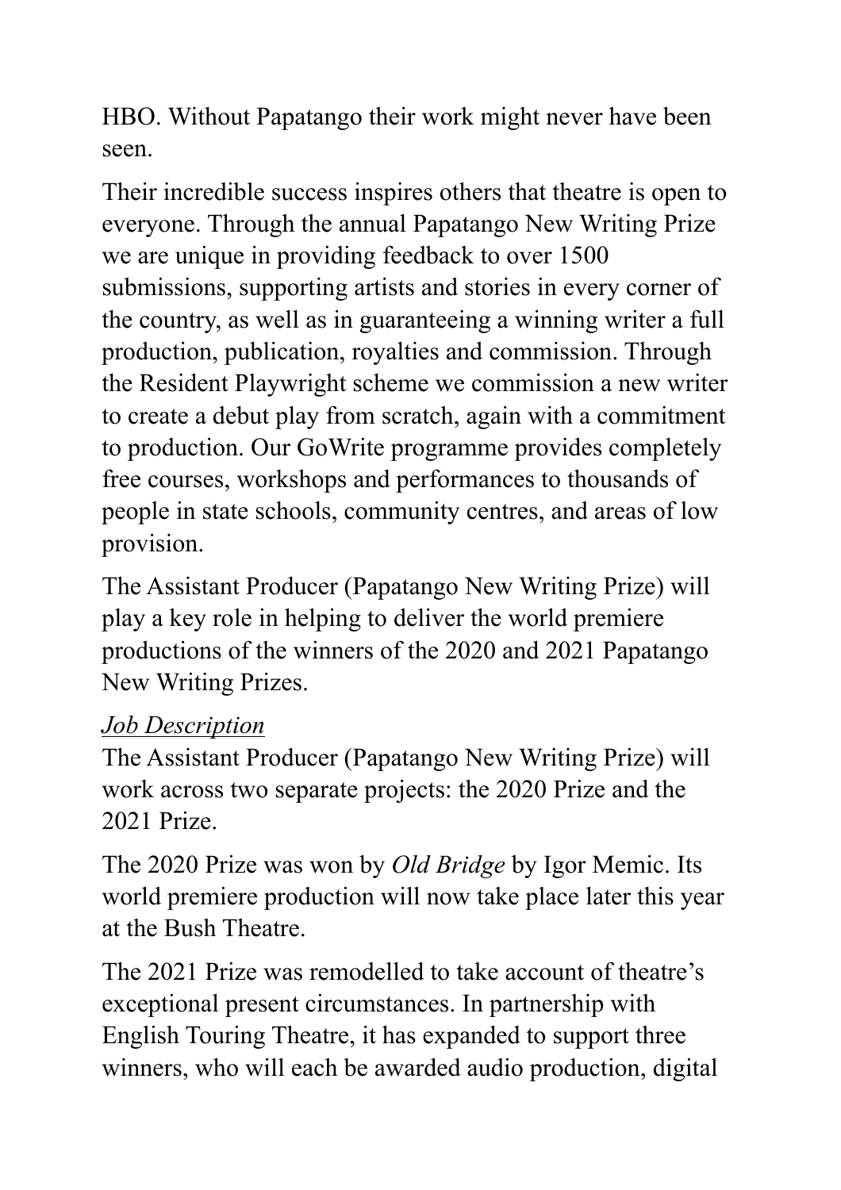HBO. Without Papatango their work might never have been seen.

Their incredible success inspires others that theatre is open to everyone. Through the annual Papatango New Writing Prize we are unique in providing feedback to over 1500 submissions, supporting artists and stories in every corner of the country, as well as in guaranteeing a winning writer a full production, publication, royalties and commission. Through the Resident Playwright scheme we commission a new writer to create a debut play from scratch, again with a commitment to production. Our GoWrite programme provides completely free courses, workshops and performances to thousands of people in state schools, community centres, and areas of low provision.

The Assistant Producer (Papatango New Writing Prize) will play a key role in helping to deliver the world premiere productions of the winners of the 2020 and 2021 Papatango New Writing Prizes.

*Job Description*

The Assistant Producer (Papatango New Writing Prize) will work across two separate projects: the 2020 Prize and the 2021 Prize.

The 2020 Prize was won by *Old Bridge* by Igor Memic. Its world premiere production will now take place later this year at the Bush Theatre.

The 2021 Prize was remodelled to take account of theatre's exceptional present circumstances. In partnership with English Touring Theatre, it has expanded to support three winners, who will each be awarded audio production, digital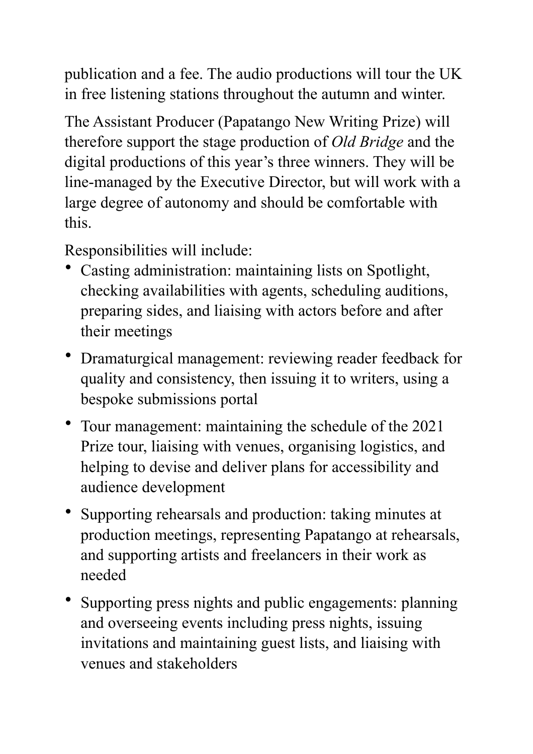publication and a fee. The audio productions will tour the UK in free listening stations throughout the autumn and winter.

The Assistant Producer (Papatango New Writing Prize) will therefore support the stage production of *Old Bridge* and the digital productions of this year's three winners. They will be line-managed by the Executive Director, but will work with a large degree of autonomy and should be comfortable with this.

Responsibilities will include:

- Casting administration: maintaining lists on Spotlight, checking availabilities with agents, scheduling auditions, preparing sides, and liaising with actors before and after their meetings
- Dramaturgical management: reviewing reader feedback for quality and consistency, then issuing it to writers, using a bespoke submissions portal
- Tour management: maintaining the schedule of the 2021 Prize tour, liaising with venues, organising logistics, and helping to devise and deliver plans for accessibility and audience development
- Supporting rehearsals and production: taking minutes at production meetings, representing Papatango at rehearsals, and supporting artists and freelancers in their work as needed
- Supporting press nights and public engagements: planning and overseeing events including press nights, issuing invitations and maintaining guest lists, and liaising with venues and stakeholders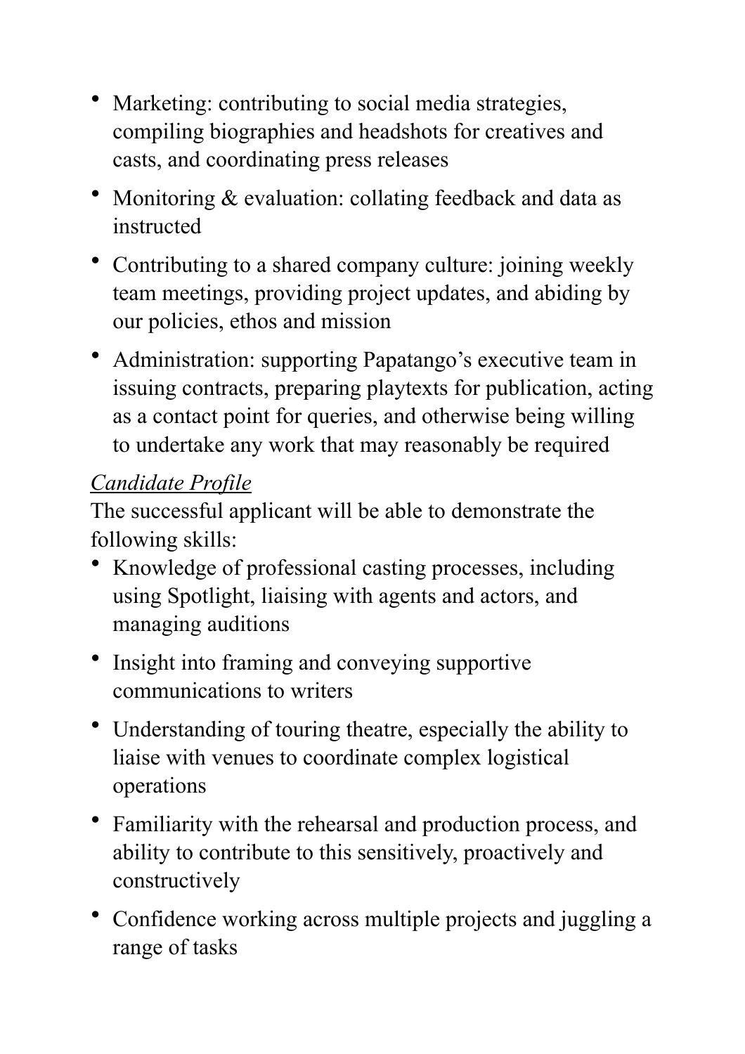- Marketing: contributing to social media strategies, compiling biographies and headshots for creatives and casts, and coordinating press releases
- Monitoring & evaluation: collating feedback and data as instructed
- Contributing to a shared company culture: joining weekly team meetings, providing project updates, and abiding by our policies, ethos and mission
- Administration: supporting Papatango's executive team in issuing contracts, preparing playtexts for publication, acting as a contact point for queries, and otherwise being willing to undertake any work that may reasonably be required

*Candidate Profile*

The successful applicant will be able to demonstrate the following skills:

- Knowledge of professional casting processes, including using Spotlight, liaising with agents and actors, and managing auditions
- Insight into framing and conveying supportive communications to writers
- Understanding of touring theatre, especially the ability to liaise with venues to coordinate complex logistical operations
- Familiarity with the rehearsal and production process, and ability to contribute to this sensitively, proactively and constructively
- Confidence working across multiple projects and juggling a range of tasks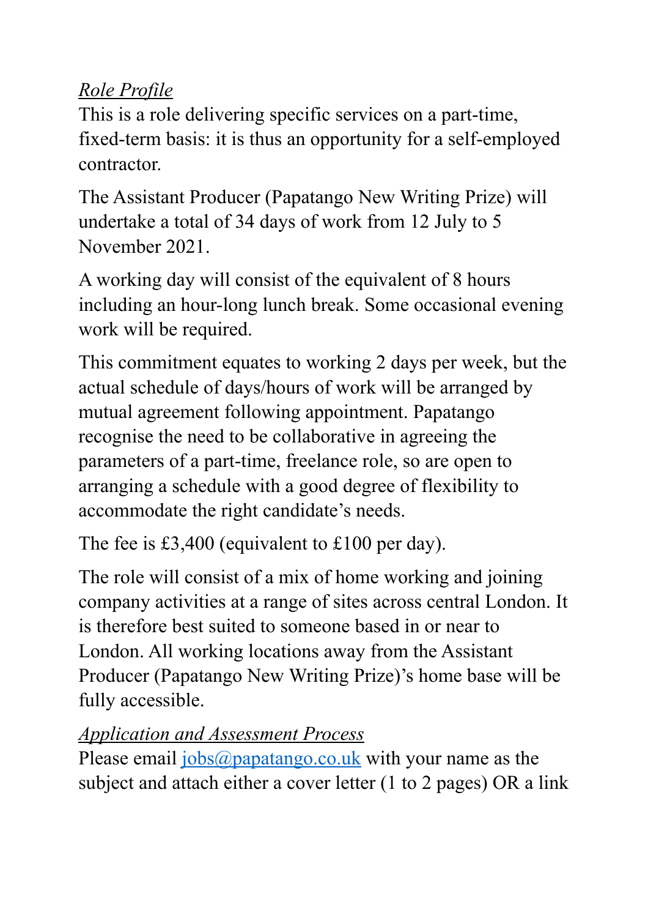*Role Profile*

This is a role delivering specific services on a part-time, fixed-term basis: it is thus an opportunity for a self-employed contractor.

The Assistant Producer (Papatango New Writing Prize) will undertake a total of 34 days of work from 12 July to 5 November 2021.

A working day will consist of the equivalent of 8 hours including an hour-long lunch break. Some occasional evening work will be required.

This commitment equates to working 2 days per week, but the actual schedule of days/hours of work will be arranged by mutual agreement following appointment. Papatango recognise the need to be collaborative in agreeing the parameters of a part-time, freelance role, so are open to arranging a schedule with a good degree of flexibility to accommodate the right candidate's needs.

The fee is £3,400 (equivalent to £100 per day).

The role will consist of a mix of home working and joining company activities at a range of sites across central London. It is therefore best suited to someone based in or near to London. All working locations away from the Assistant Producer (Papatango New Writing Prize)'s home base will be fully accessible.

*Application and Assessment Process*

Please email [jobs@papatango.co.uk](mailto:jobs@papatango.co.uk) with your name as the subject and attach either a cover letter (1 to 2 pages) OR a link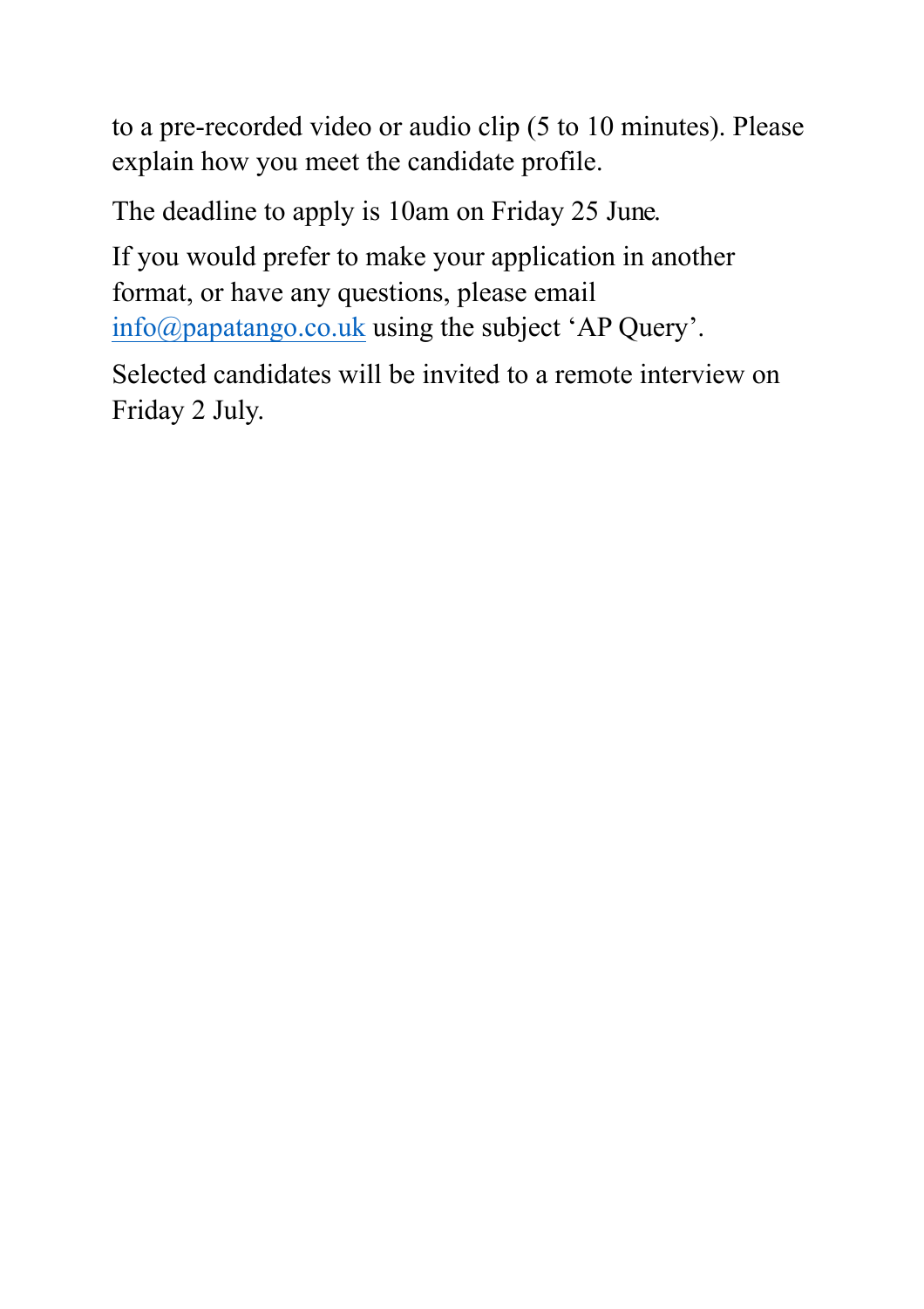to a pre-recorded video or audio clip (5 to 10 minutes). Please explain how you meet the candidate profile.

The deadline to apply is 10am on Friday 25 June.

If you would prefer to make your application in another format, or have any questions, please email info@papatango.co.uk using the subject 'AP Query'.

Selected candidates will be invited to a remote interview on Friday 2 July.